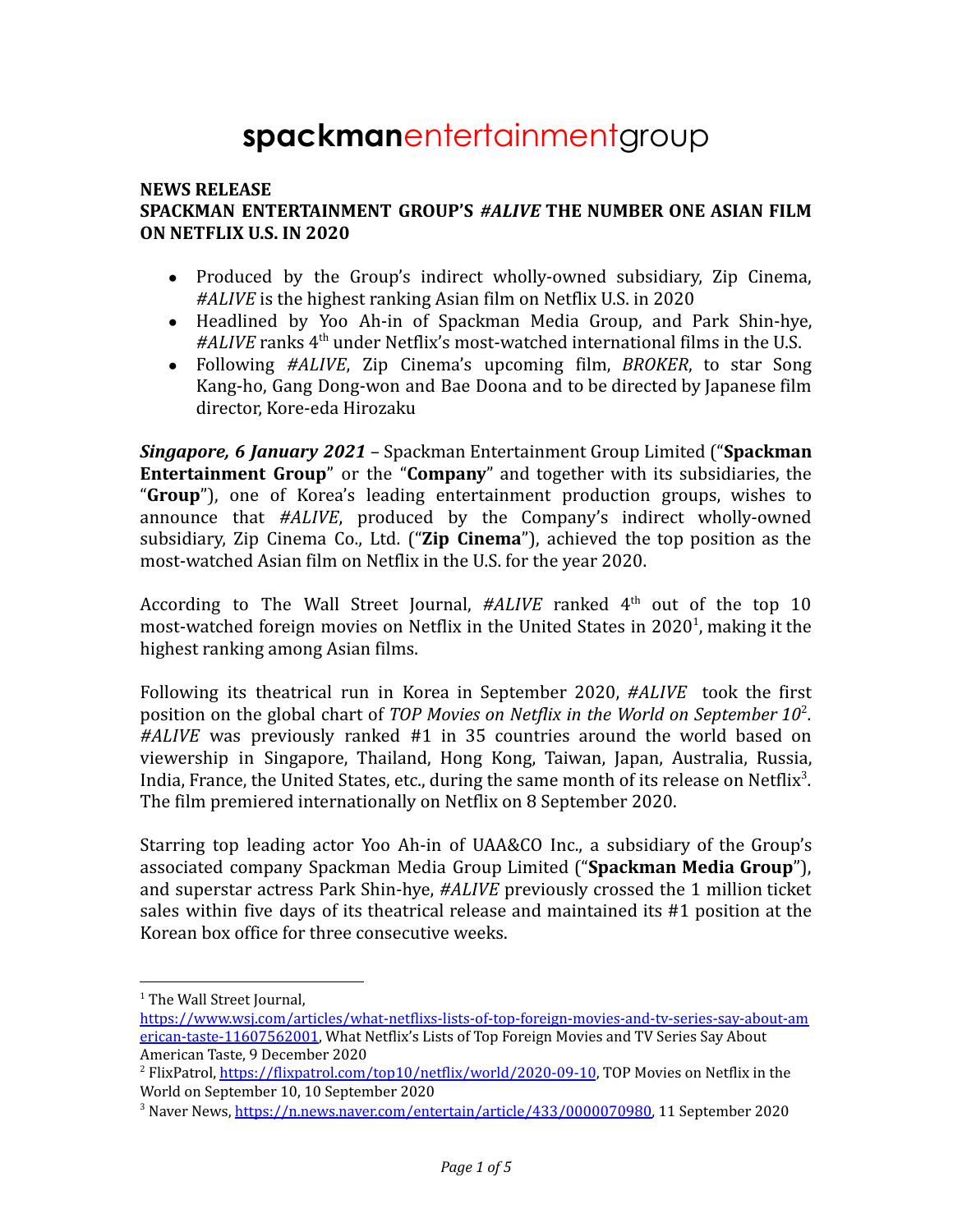# spackmanentertainmentgroup

**NEWS RELEASE**

**SPACKMAN ENTERTAINMENT GROUP'S *#ALIVE* THE NUMBER ONE ASIAN FILM ON NETFLIX U.S. IN 2020**

- Produced by the Group's indirect wholly-owned subsidiary, Zip Cinema, *#ALIVE* is the highest ranking Asian film on Netflix U.S. in 2020
- Headlined by Yoo Ah-in of Spackman Media Group, and Park Shin-hye, *#ALIVE* ranks 4th under Netflix's most-watched international films in the U.S.
- Following *#ALIVE*, Zip Cinema's upcoming film, *BROKER*, to star Song Kang-ho, Gang Dong-won and Bae Doona and to be directed by Japanese film director, Kore-eda Hirozaku

***Singapore, 6 January 2021*** – Spackman Entertainment Group Limited ("**Spackman Entertainment Group**" or the "**Company**" and together with its subsidiaries, the "**Group**"), one of Korea's leading entertainment production groups, wishes to announce that *#ALIVE*, produced by the Company's indirect wholly-owned subsidiary, Zip Cinema Co., Ltd. ("**Zip Cinema**"), achieved the top position as the most-watched Asian film on Netflix in the U.S. for the year 2020.

According to The Wall Street Journal, *#ALIVE* ranked 4th out of the top 10 most-watched foreign movies on Netflix in the United States in 2020[1], making it the highest ranking among Asian films.

Following its theatrical run in Korea in September 2020, *#ALIVE* took the first position on the global chart of *TOP Movies on Netflix in the World on September 10*[2]. *#ALIVE* was previously ranked #1 in 35 countries around the world based on viewership in Singapore, Thailand, Hong Kong, Taiwan, Japan, Australia, Russia, India, France, the United States, etc., during the same month of its release on Netflix[3]. The film premiered internationally on Netflix on 8 September 2020.

Starring top leading actor Yoo Ah-in of UAA&CO Inc., a subsidiary of the Group's associated company Spackman Media Group Limited ("**Spackman Media Group**"), and superstar actress Park Shin-hye, *#ALIVE* previously crossed the 1 million ticket sales within five days of its theatrical release and maintained its #1 position at the Korean box office for three consecutive weeks.

---

[1] The Wall Street Journal, https://www.wsj.com/articles/what-netflixs-lists-of-top-foreign-movies-and-tv-series-say-about-american-taste-11607562001, What Netflix's Lists of Top Foreign Movies and TV Series Say About American Taste, 9 December 2020

[2] FlixPatrol, https://flixpatrol.com/top10/netflix/world/2020-09-10, TOP Movies on Netflix in the World on September 10, 10 September 2020

[3] Naver News, https://n.news.naver.com/entertain/article/433/0000070980, 11 September 2020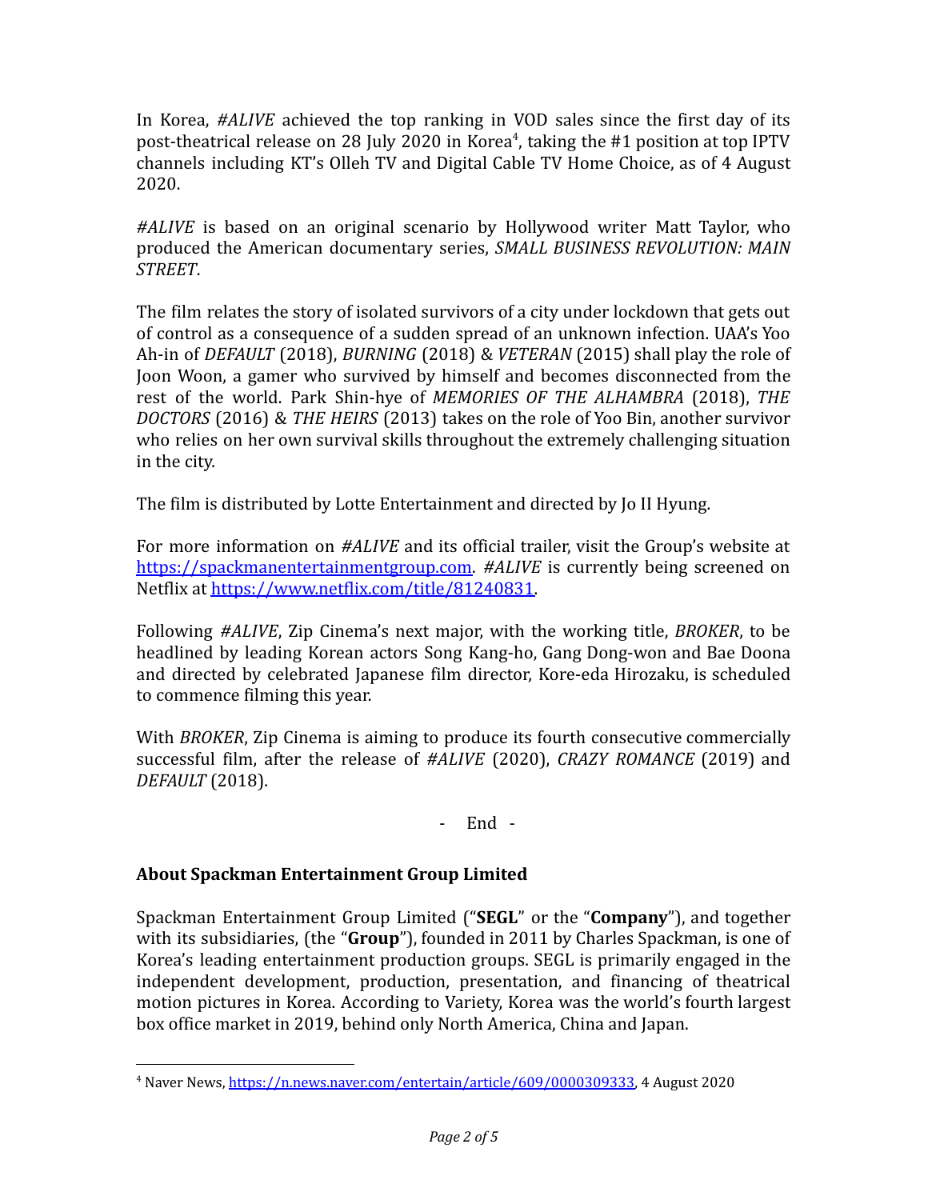In Korea, *#ALIVE* achieved the top ranking in VOD sales since the first day of its post-theatrical release on 28 July 2020 in Korea[4], taking the #1 position at top IPTV channels including KT's Olleh TV and Digital Cable TV Home Choice, as of 4 August 2020.

*#ALIVE* is based on an original scenario by Hollywood writer Matt Taylor, who produced the American documentary series, *SMALL BUSINESS REVOLUTION: MAIN STREET*.

The film relates the story of isolated survivors of a city under lockdown that gets out of control as a consequence of a sudden spread of an unknown infection. UAA's Yoo Ah-in of *DEFAULT* (2018), *BURNING* (2018) & *VETERAN* (2015) shall play the role of Joon Woon, a gamer who survived by himself and becomes disconnected from the rest of the world. Park Shin-hye of *MEMORIES OF THE ALHAMBRA* (2018), *THE DOCTORS* (2016) & *THE HEIRS* (2013) takes on the role of Yoo Bin, another survivor who relies on her own survival skills throughout the extremely challenging situation in the city.

The film is distributed by Lotte Entertainment and directed by Jo II Hyung.

For more information on *#ALIVE* and its official trailer, visit the Group's website at https://spackmanentertainmentgroup.com. *#ALIVE* is currently being screened on Netflix at https://www.netflix.com/title/81240831.

Following *#ALIVE*, Zip Cinema's next major, with the working title, *BROKER*, to be headlined by leading Korean actors Song Kang-ho, Gang Dong-won and Bae Doona and directed by celebrated Japanese film director, Kore-eda Hirozaku, is scheduled to commence filming this year.

With *BROKER*, Zip Cinema is aiming to produce its fourth consecutive commercially successful film, after the release of *#ALIVE* (2020), *CRAZY ROMANCE* (2019) and *DEFAULT* (2018).

\- End -

## About Spackman Entertainment Group Limited

Spackman Entertainment Group Limited ("**SEGL**" or the "**Company**"), and together with its subsidiaries, (the "**Group**"), founded in 2011 by Charles Spackman, is one of Korea's leading entertainment production groups. SEGL is primarily engaged in the independent development, production, presentation, and financing of theatrical motion pictures in Korea. According to Variety, Korea was the world's fourth largest box office market in 2019, behind only North America, China and Japan.

---

[4] Naver News, https://n.news.naver.com/entertain/article/609/0000309333, 4 August 2020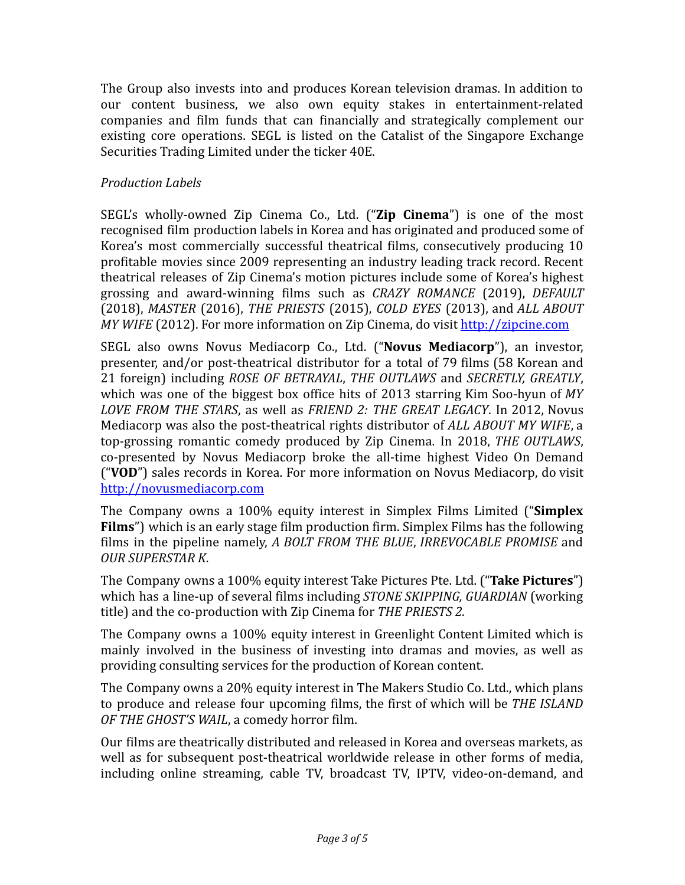The Group also invests into and produces Korean television dramas. In addition to our content business, we also own equity stakes in entertainment-related companies and film funds that can financially and strategically complement our existing core operations. SEGL is listed on the Catalist of the Singapore Exchange Securities Trading Limited under the ticker 40E.

*Production Labels*

SEGL's wholly-owned Zip Cinema Co., Ltd. ("**Zip Cinema**") is one of the most recognised film production labels in Korea and has originated and produced some of Korea's most commercially successful theatrical films, consecutively producing 10 profitable movies since 2009 representing an industry leading track record. Recent theatrical releases of Zip Cinema's motion pictures include some of Korea's highest grossing and award-winning films such as *CRAZY ROMANCE* (2019), *DEFAULT* (2018), *MASTER* (2016), *THE PRIESTS* (2015), *COLD EYES* (2013), and *ALL ABOUT MY WIFE* (2012). For more information on Zip Cinema, do visit [http://zipcine.com](http://zipcine.com)

SEGL also owns Novus Mediacorp Co., Ltd. ("**Novus Mediacorp**"), an investor, presenter, and/or post-theatrical distributor for a total of 79 films (58 Korean and 21 foreign) including *ROSE OF BETRAYAL*, *THE OUTLAWS* and *SECRETLY, GREATLY*, which was one of the biggest box office hits of 2013 starring Kim Soo-hyun of *MY LOVE FROM THE STARS*, as well as *FRIEND 2: THE GREAT LEGACY*. In 2012, Novus Mediacorp was also the post-theatrical rights distributor of *ALL ABOUT MY WIFE*, a top-grossing romantic comedy produced by Zip Cinema. In 2018, *THE OUTLAWS*, co-presented by Novus Mediacorp broke the all-time highest Video On Demand ("**VOD**") sales records in Korea. For more information on Novus Mediacorp, do visit [http://novusmediacorp.com](http://novusmediacorp.com)

The Company owns a 100% equity interest in Simplex Films Limited ("**Simplex Films**") which is an early stage film production firm. Simplex Films has the following films in the pipeline namely, *A BOLT FROM THE BLUE*, *IRREVOCABLE PROMISE* and *OUR SUPERSTAR K*.

The Company owns a 100% equity interest Take Pictures Pte. Ltd. ("**Take Pictures**") which has a line-up of several films including *STONE SKIPPING, GUARDIAN* (working title) and the co-production with Zip Cinema for *THE PRIESTS 2.*

The Company owns a 100% equity interest in Greenlight Content Limited which is mainly involved in the business of investing into dramas and movies, as well as providing consulting services for the production of Korean content.

The Company owns a 20% equity interest in The Makers Studio Co. Ltd., which plans to produce and release four upcoming films, the first of which will be *THE ISLAND OF THE GHOST'S WAIL*, a comedy horror film.

Our films are theatrically distributed and released in Korea and overseas markets, as well as for subsequent post-theatrical worldwide release in other forms of media, including online streaming, cable TV, broadcast TV, IPTV, video-on-demand, and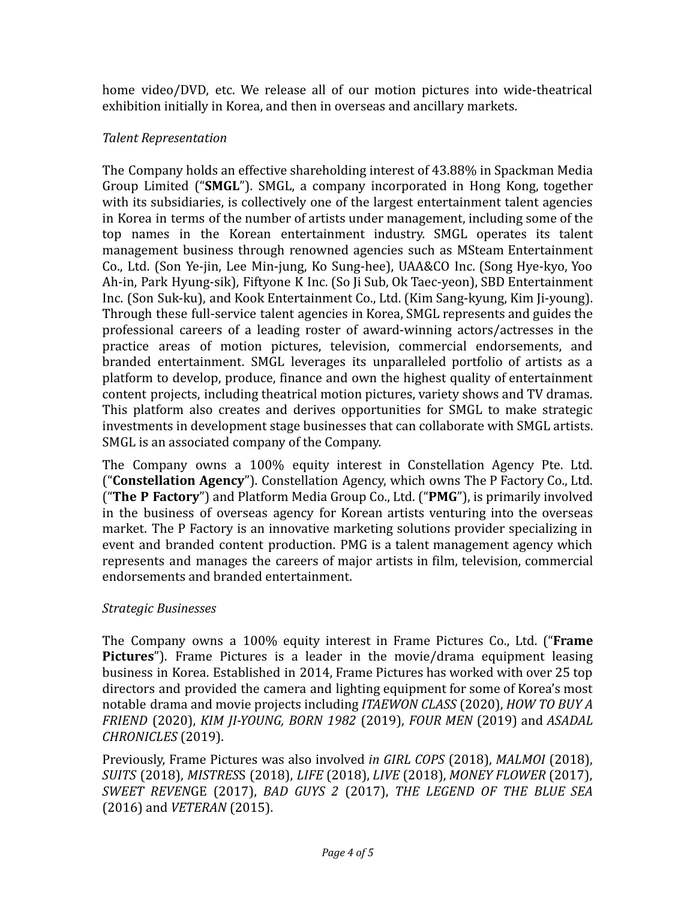home video/DVD, etc. We release all of our motion pictures into wide-theatrical exhibition initially in Korea, and then in overseas and ancillary markets.

*Talent Representation*

The Company holds an effective shareholding interest of 43.88% in Spackman Media Group Limited ("**SMGL**"). SMGL, a company incorporated in Hong Kong, together with its subsidiaries, is collectively one of the largest entertainment talent agencies in Korea in terms of the number of artists under management, including some of the top names in the Korean entertainment industry. SMGL operates its talent management business through renowned agencies such as MSteam Entertainment Co., Ltd. (Son Ye-jin, Lee Min-jung, Ko Sung-hee), UAA&CO Inc. (Song Hye-kyo, Yoo Ah-in, Park Hyung-sik), Fiftyone K Inc. (So Ji Sub, Ok Taec-yeon), SBD Entertainment Inc. (Son Suk-ku), and Kook Entertainment Co., Ltd. (Kim Sang-kyung, Kim Ji-young). Through these full-service talent agencies in Korea, SMGL represents and guides the professional careers of a leading roster of award-winning actors/actresses in the practice areas of motion pictures, television, commercial endorsements, and branded entertainment. SMGL leverages its unparalleled portfolio of artists as a platform to develop, produce, finance and own the highest quality of entertainment content projects, including theatrical motion pictures, variety shows and TV dramas. This platform also creates and derives opportunities for SMGL to make strategic investments in development stage businesses that can collaborate with SMGL artists. SMGL is an associated company of the Company.

The Company owns a 100% equity interest in Constellation Agency Pte. Ltd. ("**Constellation Agency**"). Constellation Agency, which owns The P Factory Co., Ltd. ("**The P Factory**") and Platform Media Group Co., Ltd. ("**PMG**"), is primarily involved in the business of overseas agency for Korean artists venturing into the overseas market. The P Factory is an innovative marketing solutions provider specializing in event and branded content production. PMG is a talent management agency which represents and manages the careers of major artists in film, television, commercial endorsements and branded entertainment.

*Strategic Businesses*

The Company owns a 100% equity interest in Frame Pictures Co., Ltd. ("**Frame Pictures**"). Frame Pictures is a leader in the movie/drama equipment leasing business in Korea. Established in 2014, Frame Pictures has worked with over 25 top directors and provided the camera and lighting equipment for some of Korea's most notable drama and movie projects including *ITAEWON CLASS* (2020), *HOW TO BUY A FRIEND* (2020), *KIM JI-YOUNG, BORN 1982* (2019), *FOUR MEN* (2019) and *ASADAL CHRONICLES* (2019).

Previously, Frame Pictures was also involved *in GIRL COPS* (2018), *MALMOI* (2018), *SUITS* (2018), *MISTRESS* (2018), *LIFE* (2018), *LIVE* (2018), *MONEY FLOWER* (2017), *SWEET REVENGE* (2017), *BAD GUYS 2* (2017), *THE LEGEND OF THE BLUE SEA* (2016) and *VETERAN* (2015).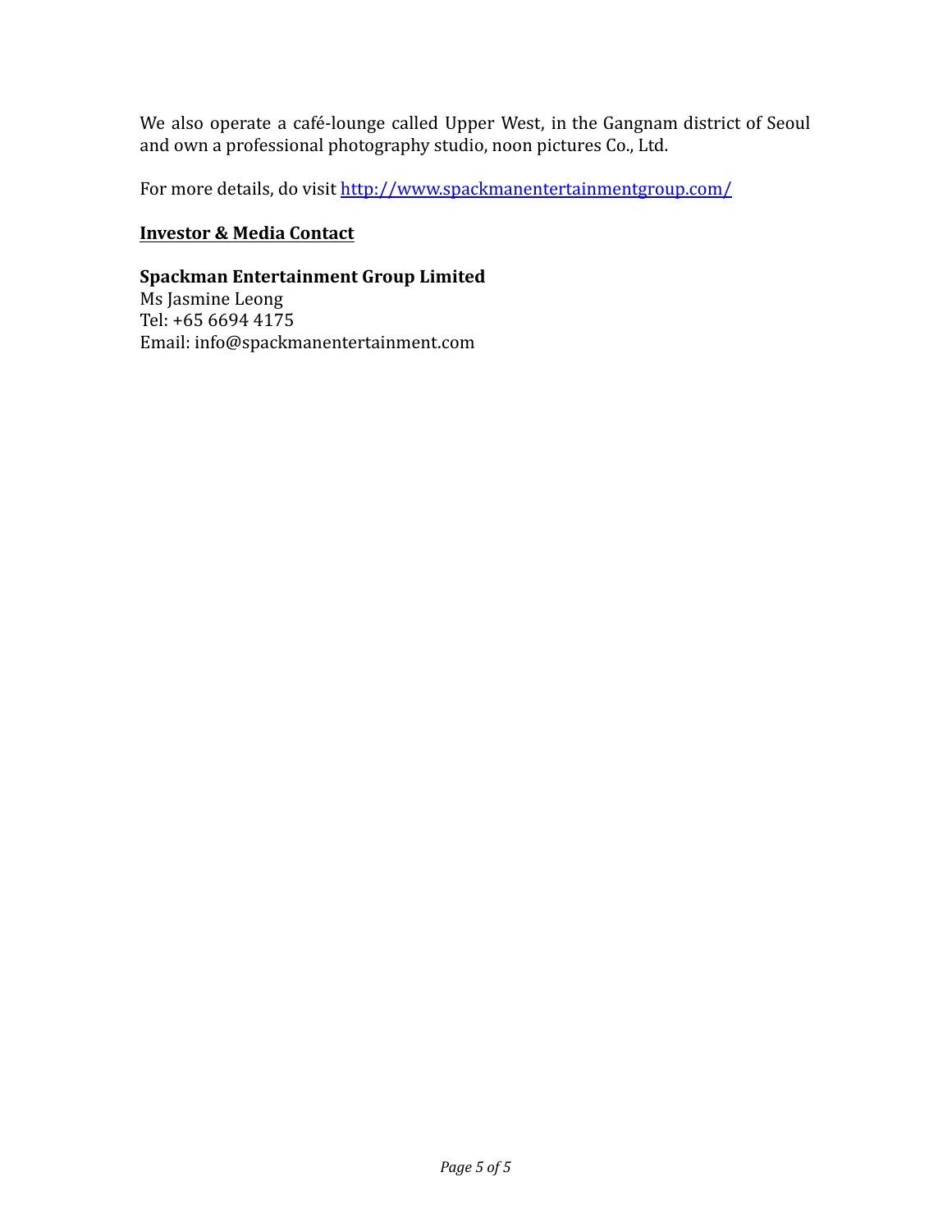We also operate a café-lounge called Upper West, in the Gangnam district of Seoul and own a professional photography studio, noon pictures Co., Ltd.

For more details, do visit http://www.spackmanentertainmentgroup.com/

**Investor & Media Contact**

**Spackman Entertainment Group Limited**
Ms Jasmine Leong
Tel: +65 6694 4175
Email: info@spackmanentertainment.com